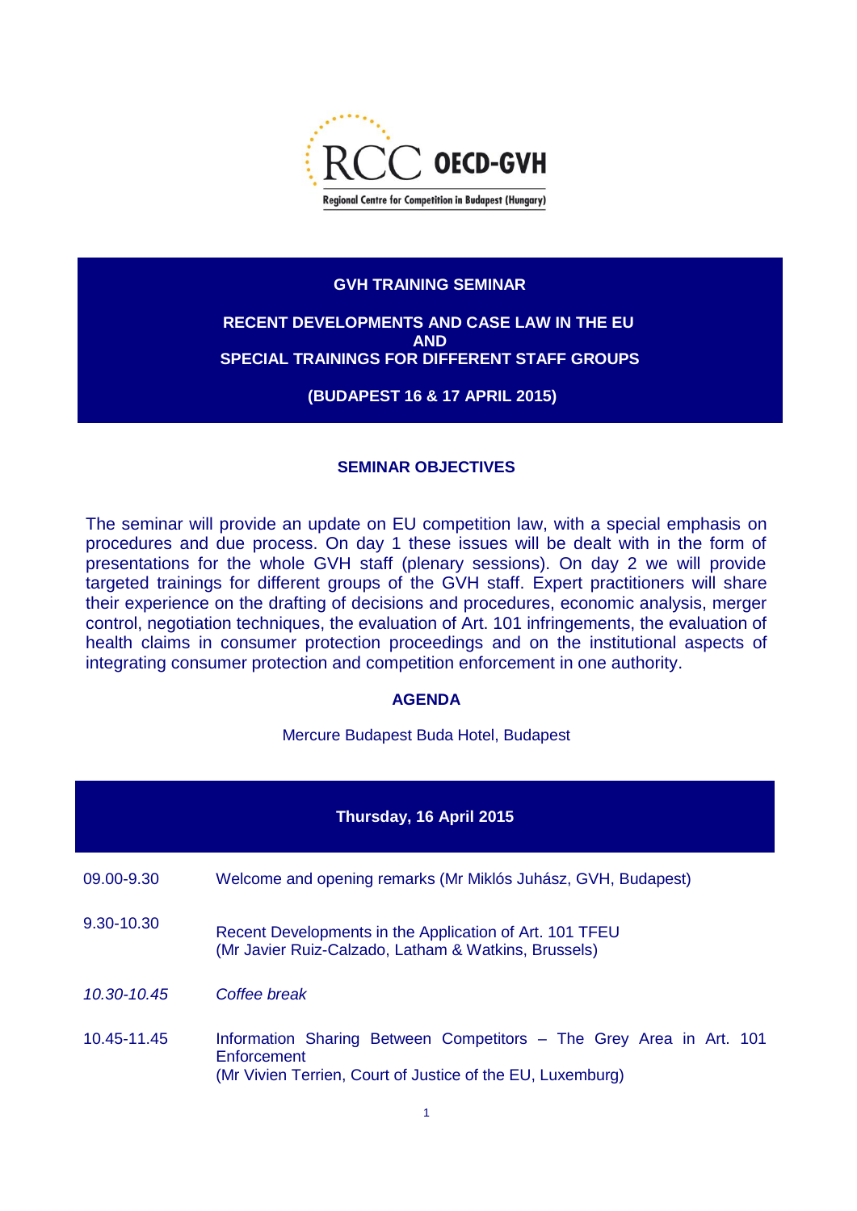RCC OECD-GVH

Regional Centre for Competition in Budapest (Hungary)

**GVH TRAINING SEMINAR**

**RECENT DEVELOPMENTS AND CASE LAW IN THE EU AND SPECIAL TRAININGS FOR DIFFERENT STAFF GROUPS**

**(BUDAPEST 16 & 17 APRIL 2015)**

## SEMINAR OBJECTIVES

The seminar will provide an update on EU competition law, with a special emphasis on procedures and due process. On day 1 these issues will be dealt with in the form of presentations for the whole GVH staff (plenary sessions). On day 2 we will provide targeted trainings for different groups of the GVH staff. Expert practitioners will share their experience on the drafting of decisions and procedures, economic analysis, merger control, negotiation techniques, the evaluation of Art. 101 infringements, the evaluation of health claims in consumer protection proceedings and on the institutional aspects of integrating consumer protection and competition enforcement in one authority.

## AGENDA

Mercure Budapest Buda Hotel, Budapest

| **Thursday, 16 April 2015** | |
|---|---|
| 09.00-9.30 | Welcome and opening remarks (Mr Miklós Juhász, GVH, Budapest) |
| 9.30-10.30 | Recent Developments in the Application of Art. 101 TFEU (Mr Javier Ruiz-Calzado, Latham & Watkins, Brussels) |
| *10.30-10.45* | *Coffee break* |
| 10.45-11.45 | Information Sharing Between Competitors – The Grey Area in Art. 101 Enforcement (Mr Vivien Terrien, Court of Justice of the EU, Luxemburg) |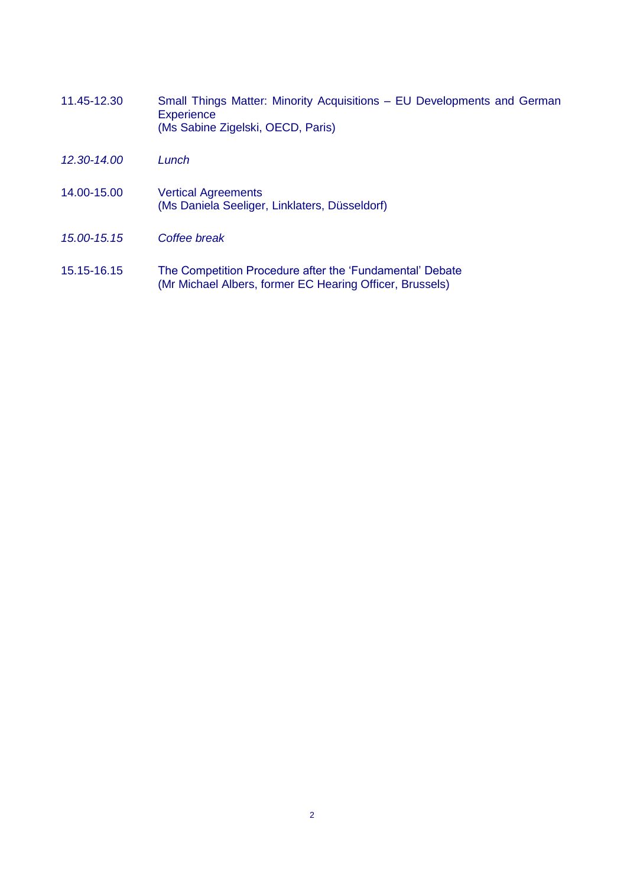| | |
|---|---|
| 11.45-12.30 | Small Things Matter: Minority Acquisitions – EU Developments and German Experience<br>(Ms Sabine Zigelski, OECD, Paris) |
| *12.30-14.00* | *Lunch* |
| 14.00-15.00 | Vertical Agreements<br>(Ms Daniela Seeliger, Linklaters, Düsseldorf) |
| *15.00-15.15* | *Coffee break* |
| 15.15-16.15 | The Competition Procedure after the 'Fundamental' Debate<br>(Mr Michael Albers, former EC Hearing Officer, Brussels) |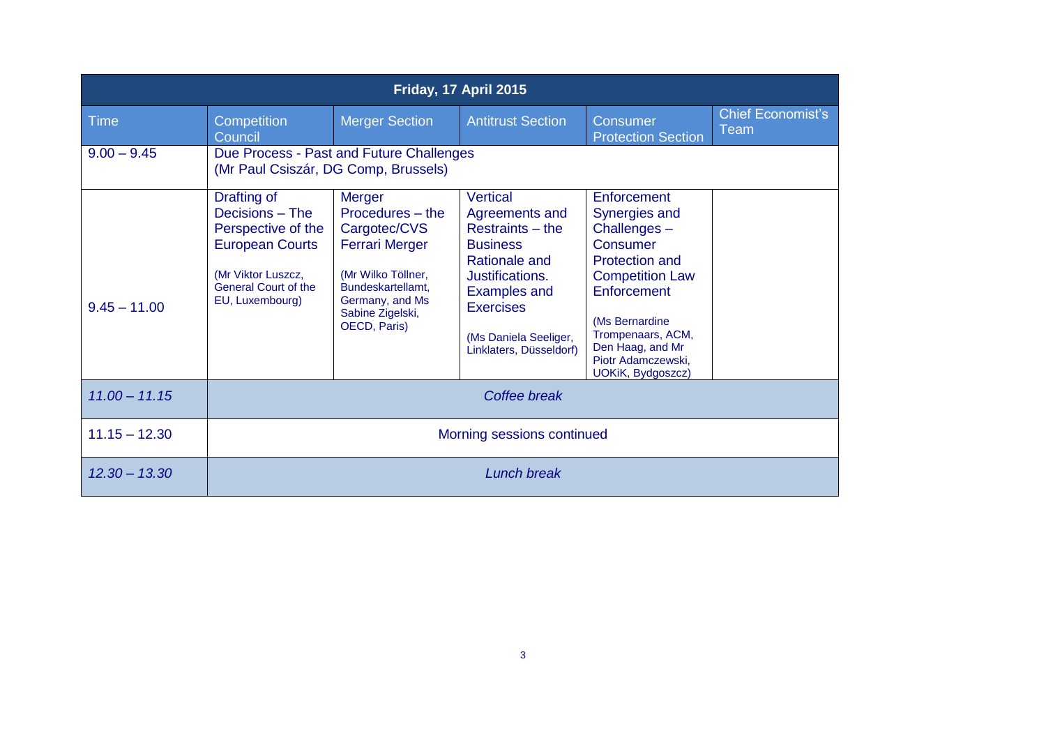| Friday, 17 April 2015 | | | | | |
|---|---|---|---|---|---|
| Time | Competition Council | Merger Section | Antitrust Section | Consumer Protection Section | Chief Economist's Team |
| 9.00 – 9.45 | Due Process - Past and Future Challenges (Mr Paul Csiszár, DG Comp, Brussels) | | | | |
| 9.45 – 11.00 | Drafting of Decisions – The Perspective of the European Courts (Mr Viktor Luszcz, General Court of the EU, Luxembourg) | Merger Procedures – the Cargotec/CVS Ferrari Merger (Mr Wilko Töllner, Bundeskartellamt, Germany, and Ms Sabine Zigelski, OECD, Paris) | Vertical Agreements and Restraints – the Business Rationale and Justifications. Examples and Exercises (Ms Daniela Seeliger, Linklaters, Düsseldorf) | Enforcement Synergies and Challenges – Consumer Protection and Competition Law Enforcement (Ms Bernardine Trompenaars, ACM, Den Haag, and Mr Piotr Adamczewski, UOKiK, Bydgoszcz) | |
| *11.00 – 11.15* | *Coffee break* | | | | |
| 11.15 – 12.30 | Morning sessions continued | | | | |
| *12.30 – 13.30* | *Lunch break* | | | | |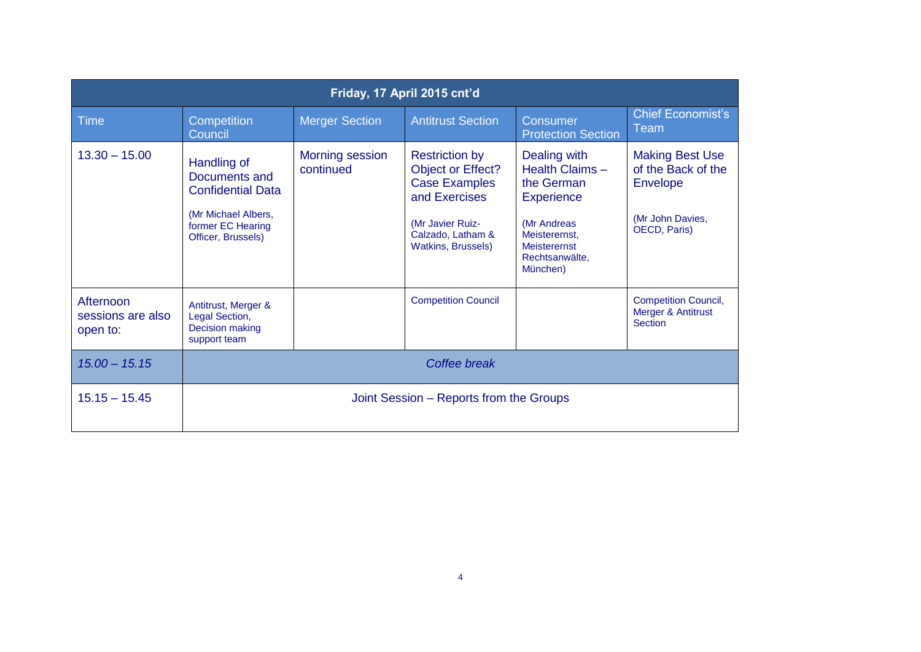| Friday, 17 April 2015 cnt'd | | | | | |
|---|---|---|---|---|---|
| Time | Competition Council | Merger Section | Antitrust Section | Consumer Protection Section | Chief Economist's Team |
| 13.30 – 15.00 | Handling of Documents and Confidential Data<br><br>(Mr Michael Albers, former EC Hearing Officer, Brussels) | Morning session continued | Restriction by Object or Effect? Case Examples and Exercises<br><br>(Mr Javier Ruiz-Calzado, Latham & Watkins, Brussels) | Dealing with Health Claims – the German Experience<br><br>(Mr Andreas Meisterernst, Meisterernst Rechtsanwälte, München) | Making Best Use of the Back of the Envelope<br><br>(Mr John Davies, OECD, Paris) |
| Afternoon sessions are also open to: | Antitrust, Merger & Legal Section, Decision making support team | | Competition Council | | Competition Council, Merger & Antitrust Section |
| *15.00 – 15.15* | *Coffee break* | | | | |
| 15.15 – 15.45 | Joint Session – Reports from the Groups | | | | |